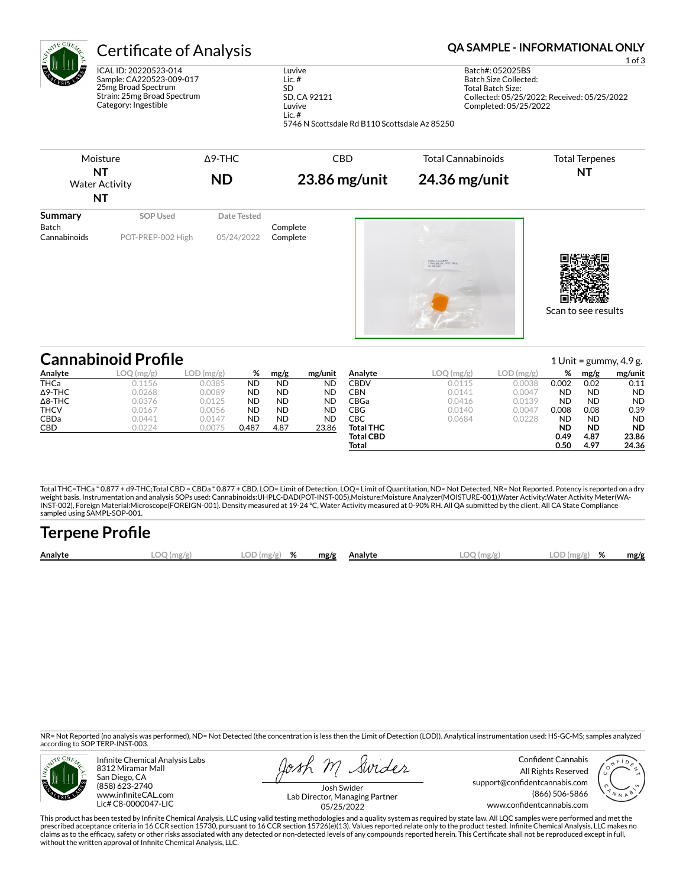# Certificate of Analysis

**QA SAMPLE - INFORMATIONAL ONLY**

ICAL ID: 20220523-014
Sample: CA220523-009-017
25mg Broad Spectrum
Strain: 25mg Broad Spectrum
Category: Ingestible

Luvive
Lic. #
SD
SD, CA 92121
Luvive
Lic. #
5746 N Scottsdale Rd B110 Scottsdale Az 85250

Batch#: 052025BS
Batch Size Collected:
Total Batch Size:
Collected: 05/25/2022; Received: 05/25/2022
Completed: 05/25/2022

| Moisture | Δ9-THC | CBD | Total Cannabinoids | Total Terpenes |
|---|---|---|---|---|
| **NT** | **ND** | **23.86 mg/unit** | **24.36 mg/unit** | **NT** |
| Water Activity **NT** | | | | |

| Summary | SOP Used | Date Tested | |
|---|---|---|---|
| Batch | | | Complete |
| Cannabinoids | POT-PREP-002 High | 05/24/2022 | Complete |

Scan to see results

## Cannabinoid Profile

1 Unit = gummy, 4.9 g.

| Analyte | LOQ (mg/g) | LOD (mg/g) | % | mg/g | mg/unit |
|---|---|---|---|---|---|
| THCa | 0.1156 | 0.0385 | ND | ND | ND |
| Δ9-THC | 0.0268 | 0.0089 | ND | ND | ND |
| Δ8-THC | 0.0376 | 0.0125 | ND | ND | ND |
| THCV | 0.0167 | 0.0056 | ND | ND | ND |
| CBDa | 0.0441 | 0.0147 | ND | ND | ND |
| CBD | 0.0224 | 0.0075 | 0.487 | 4.87 | 23.86 |
| CBDV | 0.0115 | 0.0038 | 0.002 | 0.02 | 0.11 |
| CBN | 0.0141 | 0.0047 | ND | ND | ND |
| CBGa | 0.0416 | 0.0139 | ND | ND | ND |
| CBG | 0.0140 | 0.0047 | 0.008 | 0.08 | 0.39 |
| CBC | 0.0684 | 0.0228 | ND | ND | ND |
| **Total THC** | | | **ND** | **ND** | **ND** |
| **Total CBD** | | | **0.49** | **4.87** | **23.86** |
| **Total** | | | **0.50** | **4.97** | **24.36** |

Total THC=THCa * 0.877 + d9-THC;Total CBD = CBDa * 0.877 + CBD. LOD= Limit of Detection, LOQ= Limit of Quantitation, ND= Not Detected, NR= Not Reported. Potency is reported on a dry weight basis. Instrumentation and analysis SOPs used: Cannabinoids:UHPLC-DAD(POT-INST-005),Moisture:Moisture Analyzer(MOISTURE-001),Water Activity:Water Activity Meter(WA-INST-002), Foreign Material:Microscope(FOREIGN-001). Density measured at 19-24 °C, Water Activity measured at 0-90% RH. All QA submitted by the client, All CA State Compliance sampled using SAMPL-SOP-001.

## Terpene Profile

| Analyte | LOQ (mg/g) | LOD (mg/g) | % | mg/g | Analyte | LOQ (mg/g) | LOD (mg/g) | % | mg/g |
|---|---|---|---|---|---|---|---|---|---|

NR= Not Reported (no analysis was performed), ND= Not Detected (the concentration is less then the Limit of Detection (LOD)). Analytical instrumentation used: HS-GC-MS; samples analyzed according to SOP TERP-INST-003.

Infinite Chemical Analysis Labs
8312 Miramar Mall
San Diego, CA
(858) 623-2740
www.infiniteCAL.com
Lic# C8-0000047-LIC

Josh Swider
Lab Director, Managing Partner
05/25/2022

Confident Cannabis
All Rights Reserved
support@confidentcannabis.com
(866) 506-5866
www.confidentcannabis.com

This product has been tested by Infinite Chemical Analysis, LLC using valid testing methodologies and a quality system as required by state law. All LQC samples were performed and met the prescribed acceptance criteria in 16 CCR section 15730, pursuant to 16 CCR section 15726(e)(13). Values reported relate only to the product tested. Infinite Chemical Analysis, LLC makes no claims as to the efficacy, safety or other risks associated with any detected or non-detected levels of any compounds reported herein. This Certificate shall not be reproduced except in full, without the written approval of Infinite Chemical Analysis, LLC.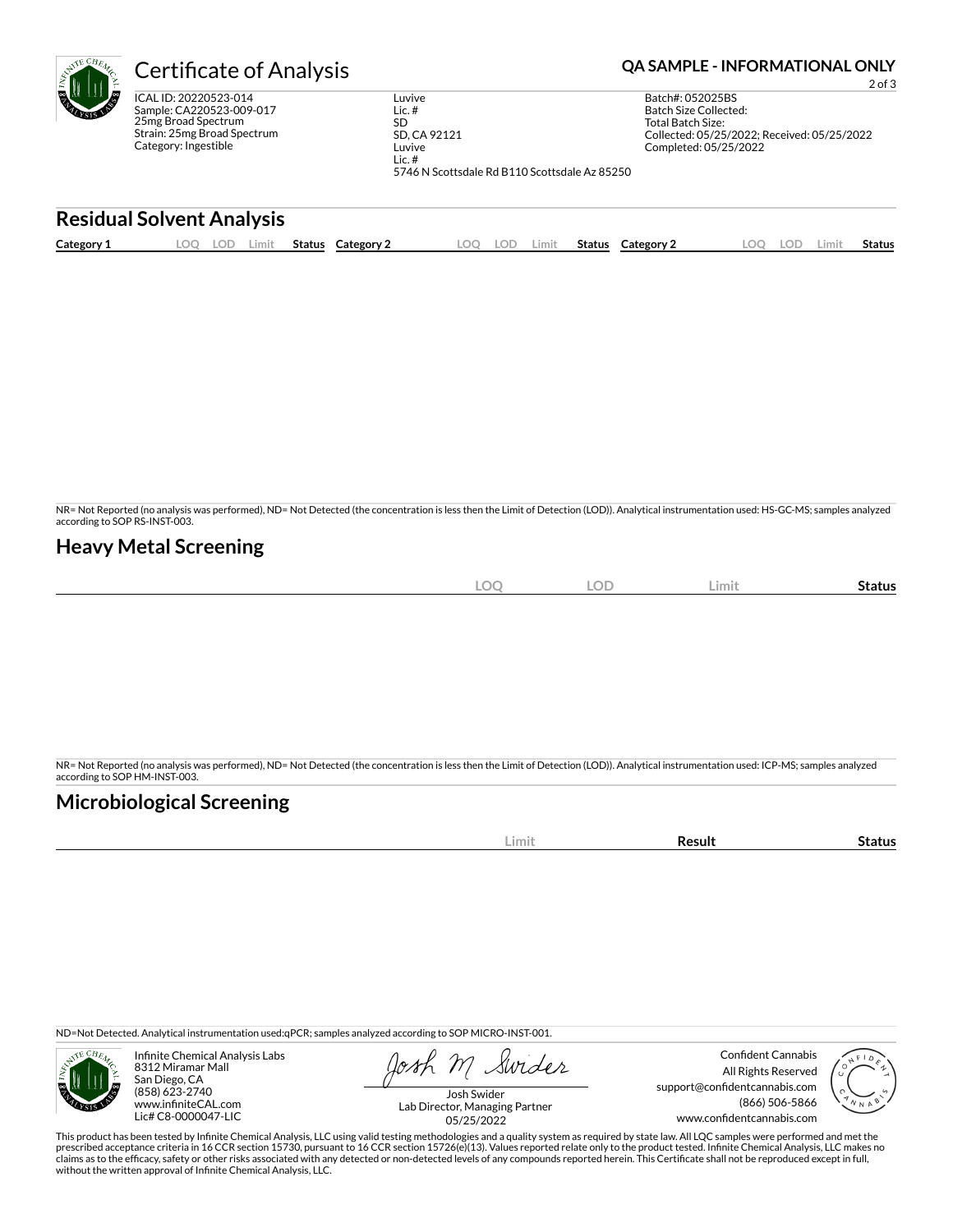# Certificate of Analysis

**QA SAMPLE - INFORMATIONAL ONLY**

ICAL ID: 20220523-014
Sample: CA220523-009-017
25mg Broad Spectrum
Strain: 25mg Broad Spectrum
Category: Ingestible

Luvive
Lic. #
SD
SD, CA 92121
Luvive
Lic. #
5746 N Scottsdale Rd B110 Scottsdale Az 85250

Batch#: 052025BS
Batch Size Collected:
Total Batch Size:
Collected: 05/25/2022; Received: 05/25/2022
Completed: 05/25/2022

## Residual Solvent Analysis

| Category 1 | LOQ | LOD | Limit | Status | Category 2 | LOQ | LOD | Limit | Status | Category 2 | LOQ | LOD | Limit | Status |
|---|---|---|---|---|---|---|---|---|---|---|---|---|---|---|

NR= Not Reported (no analysis was performed), ND= Not Detected (the concentration is less then the Limit of Detection (LOD)). Analytical instrumentation used: HS-GC-MS; samples analyzed according to SOP RS-INST-003.

## Heavy Metal Screening

| | LOQ | LOD | Limit | Status |
|---|---|---|---|---|

NR= Not Reported (no analysis was performed), ND= Not Detected (the concentration is less then the Limit of Detection (LOD)). Analytical instrumentation used: ICP-MS; samples analyzed according to SOP HM-INST-003.

## Microbiological Screening

| | Limit | Result | Status |
|---|---|---|---|

ND=Not Detected. Analytical instrumentation used:qPCR; samples analyzed according to SOP MICRO-INST-001.

Infinite Chemical Analysis Labs
8312 Miramar Mall
San Diego, CA
(858) 623-2740
www.infiniteCAL.com
Lic# C8-0000047-LIC

Josh Swider
Lab Director, Managing Partner
05/25/2022

Confident Cannabis
All Rights Reserved
support@confidentcannabis.com
(866) 506-5866
www.confidentcannabis.com

This product has been tested by Infinite Chemical Analysis, LLC using valid testing methodologies and a quality system as required by state law. All LQC samples were performed and met the prescribed acceptance criteria in 16 CCR section 15730, pursuant to 16 CCR section 15726(e)(13). Values reported relate only to the product tested. Infinite Chemical Analysis, LLC makes no claims as to the efficacy, safety or other risks associated with any detected or non-detected levels of any compounds reported herein. This Certificate shall not be reproduced except in full, without the written approval of Infinite Chemical Analysis, LLC.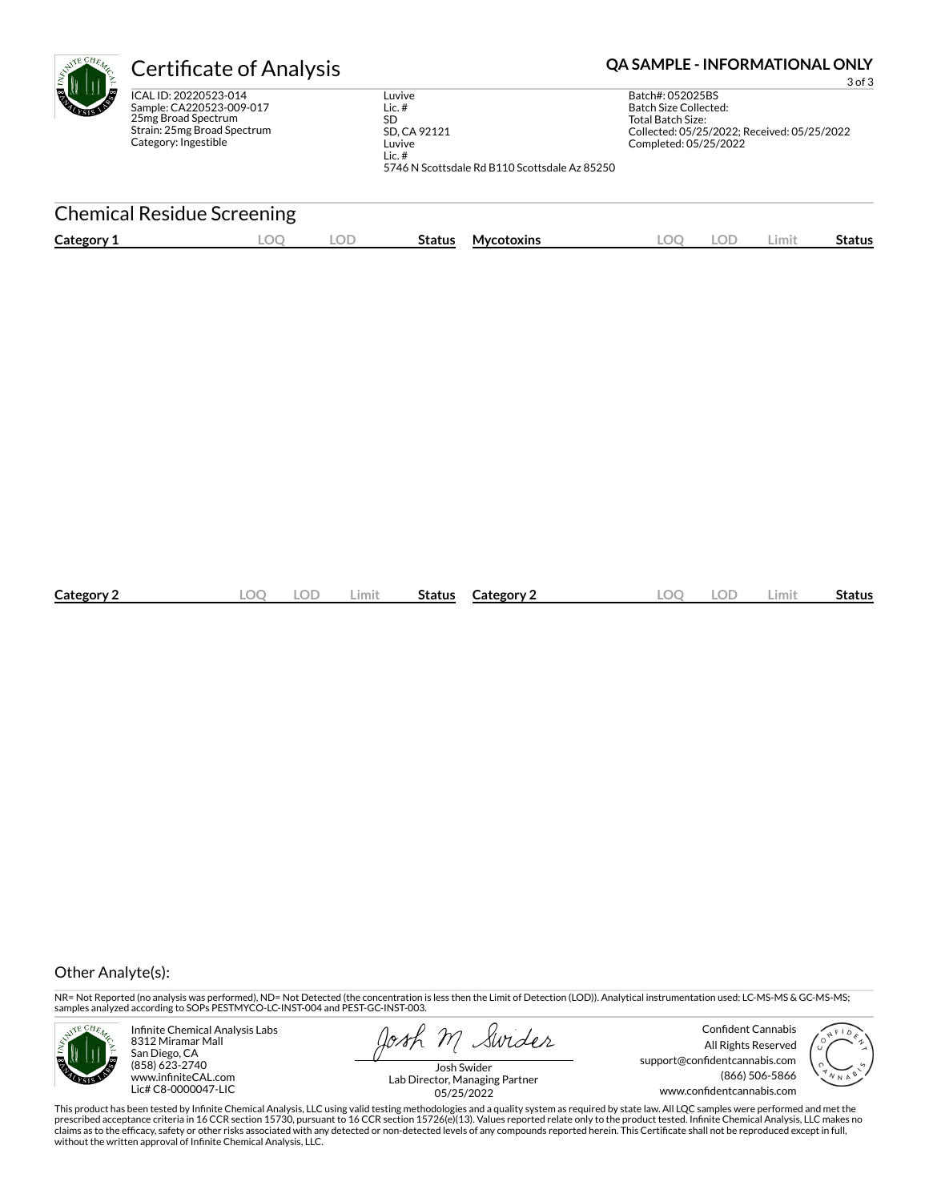# Certificate of Analysis

**QA SAMPLE - INFORMATIONAL ONLY**

ICAL ID: 20220523-014
Sample: CA220523-009-017
25mg Broad Spectrum
Strain: 25mg Broad Spectrum
Category: Ingestible

Luvive
Lic. #
SD
SD, CA 92121
Luvive
Lic. #
5746 N Scottsdale Rd B110 Scottsdale Az 85250

Batch#: 052025BS
Batch Size Collected:
Total Batch Size:
Collected: 05/25/2022; Received: 05/25/2022
Completed: 05/25/2022

## Chemical Residue Screening

| Category 1 | LOQ | LOD | Status | Mycotoxins | LOQ | LOD | Limit | Status |
|---|---|---|---|---|---|---|---|---|

| Category 2 | LOQ | LOD | Limit | Status | Category 2 | LOQ | LOD | Limit | Status |
|---|---|---|---|---|---|---|---|---|---|

Other Analyte(s):

NR= Not Reported (no analysis was performed), ND= Not Detected (the concentration is less then the Limit of Detection (LOD)). Analytical instrumentation used: LC-MS-MS & GC-MS-MS; samples analyzed according to SOPs PESTMYCO-LC-INST-004 and PEST-GC-INST-003.

Infinite Chemical Analysis Labs
8312 Miramar Mall
San Diego, CA
(858) 623-2740
www.infiniteCAL.com
Lic# C8-0000047-LIC

Josh Swider
Lab Director, Managing Partner
05/25/2022

Confident Cannabis
All Rights Reserved
support@confidentcannabis.com
(866) 506-5866
www.confidentcannabis.com

This product has been tested by Infinite Chemical Analysis, LLC using valid testing methodologies and a quality system as required by state law. All LQC samples were performed and met the prescribed acceptance criteria in 16 CCR section 15730, pursuant to 16 CCR section 15726(e)(13). Values reported relate only to the product tested. Infinite Chemical Analysis, LLC makes no claims as to the efficacy, safety or other risks associated with any detected or non-detected levels of any compounds reported herein. This Certificate shall not be reproduced except in full, without the written approval of Infinite Chemical Analysis, LLC.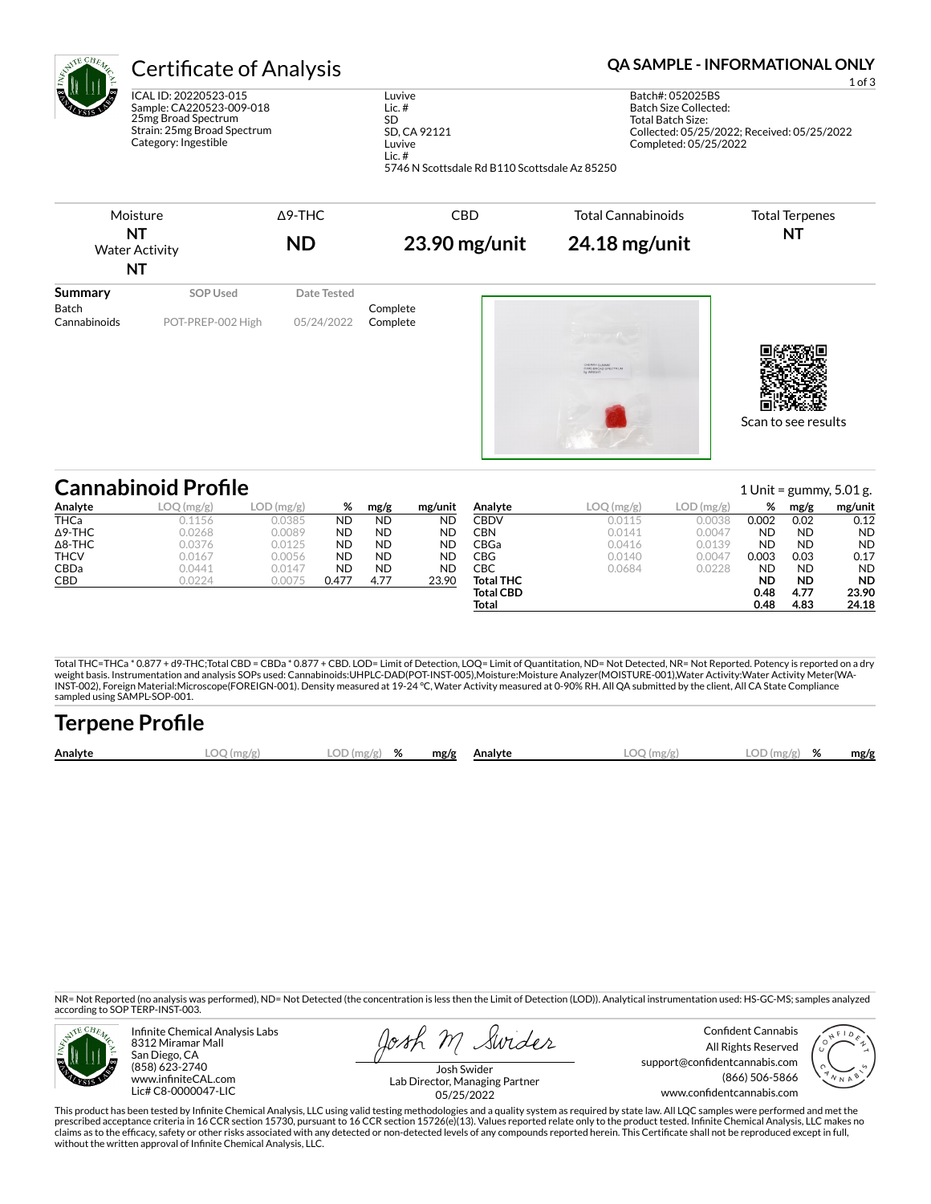# Certificate of Analysis

**QA SAMPLE - INFORMATIONAL ONLY**

ICAL ID: 20220523-015
Sample: CA220523-009-018
25mg Broad Spectrum
Strain: 25mg Broad Spectrum
Category: Ingestible

Luvive
Lic. #
SD
SD, CA 92121
Luvive
Lic. #
5746 N Scottsdale Rd B110 Scottsdale Az 85250

Batch#: 052025BS
Batch Size Collected:
Total Batch Size:
Collected: 05/25/2022; Received: 05/25/2022
Completed: 05/25/2022

| Moisture | Δ9-THC | CBD | Total Cannabinoids | Total Terpenes |
|---|---|---|---|---|
| **NT** | **ND** | **23.90 mg/unit** | **24.18 mg/unit** | **NT** |
| Water Activity **NT** | | | | |

| Summary | SOP Used | Date Tested | |
|---|---|---|---|
| Batch | | | Complete |
| Cannabinoids | POT-PREP-002 High | 05/24/2022 | Complete |

Scan to see results

## Cannabinoid Profile

1 Unit = gummy, 5.01 g.

| Analyte | LOQ (mg/g) | LOD (mg/g) | % | mg/g | mg/unit |
|---|---|---|---|---|---|
| THCa | 0.1156 | 0.0385 | ND | ND | ND |
| Δ9-THC | 0.0268 | 0.0089 | ND | ND | ND |
| Δ8-THC | 0.0376 | 0.0125 | ND | ND | ND |
| THCV | 0.0167 | 0.0056 | ND | ND | ND |
| CBDa | 0.0441 | 0.0147 | ND | ND | ND |
| CBD | 0.0224 | 0.0075 | 0.477 | 4.77 | 23.90 |
| CBDV | 0.0115 | 0.0038 | 0.002 | 0.02 | 0.12 |
| CBN | 0.0141 | 0.0047 | ND | ND | ND |
| CBGa | 0.0416 | 0.0139 | ND | ND | ND |
| CBG | 0.0140 | 0.0047 | 0.003 | 0.03 | 0.17 |
| CBC | 0.0684 | 0.0228 | ND | ND | ND |
| **Total THC** | | | **ND** | **ND** | **ND** |
| **Total CBD** | | | **0.48** | **4.77** | **23.90** |
| **Total** | | | **0.48** | **4.83** | **24.18** |

Total THC=THCa * 0.877 + d9-THC;Total CBD = CBDa * 0.877 + CBD. LOD= Limit of Detection, LOQ= Limit of Quantitation, ND= Not Detected, NR= Not Reported. Potency is reported on a dry weight basis. Instrumentation and analysis SOPs used: Cannabinoids:UHPLC-DAD(POT-INST-005),Moisture:Moisture Analyzer(MOISTURE-001),Water Activity:Water Activity Meter(WA-INST-002), Foreign Material:Microscope(FOREIGN-001). Density measured at 19-24 °C, Water Activity measured at 0-90% RH. All QA submitted by the client, All CA State Compliance sampled using SAMPL-SOP-001.

## Terpene Profile

| Analyte | LOQ (mg/g) | LOD (mg/g) | % | mg/g | Analyte | LOQ (mg/g) | LOD (mg/g) | % | mg/g |
|---|---|---|---|---|---|---|---|---|---|

NR= Not Reported (no analysis was performed), ND= Not Detected (the concentration is less then the Limit of Detection (LOD)). Analytical instrumentation used: HS-GC-MS; samples analyzed according to SOP TERP-INST-003.

Infinite Chemical Analysis Labs
8312 Miramar Mall
San Diego, CA
(858) 623-2740
www.infiniteCAL.com
Lic# C8-0000047-LIC

Josh Swider
Lab Director, Managing Partner
05/25/2022

Confident Cannabis
All Rights Reserved
support@confidentcannabis.com
(866) 506-5866
www.confidentcannabis.com

This product has been tested by Infinite Chemical Analysis, LLC using valid testing methodologies and a quality system as required by state law. All LQC samples were performed and met the prescribed acceptance criteria in 16 CCR section 15730, pursuant to 16 CCR section 15726(e)(13). Values reported relate only to the product tested. Infinite Chemical Analysis, LLC makes no claims as to the efficacy, safety or other risks associated with any detected or non-detected levels of any compounds reported herein. This Certificate shall not be reproduced except in full, without the written approval of Infinite Chemical Analysis, LLC.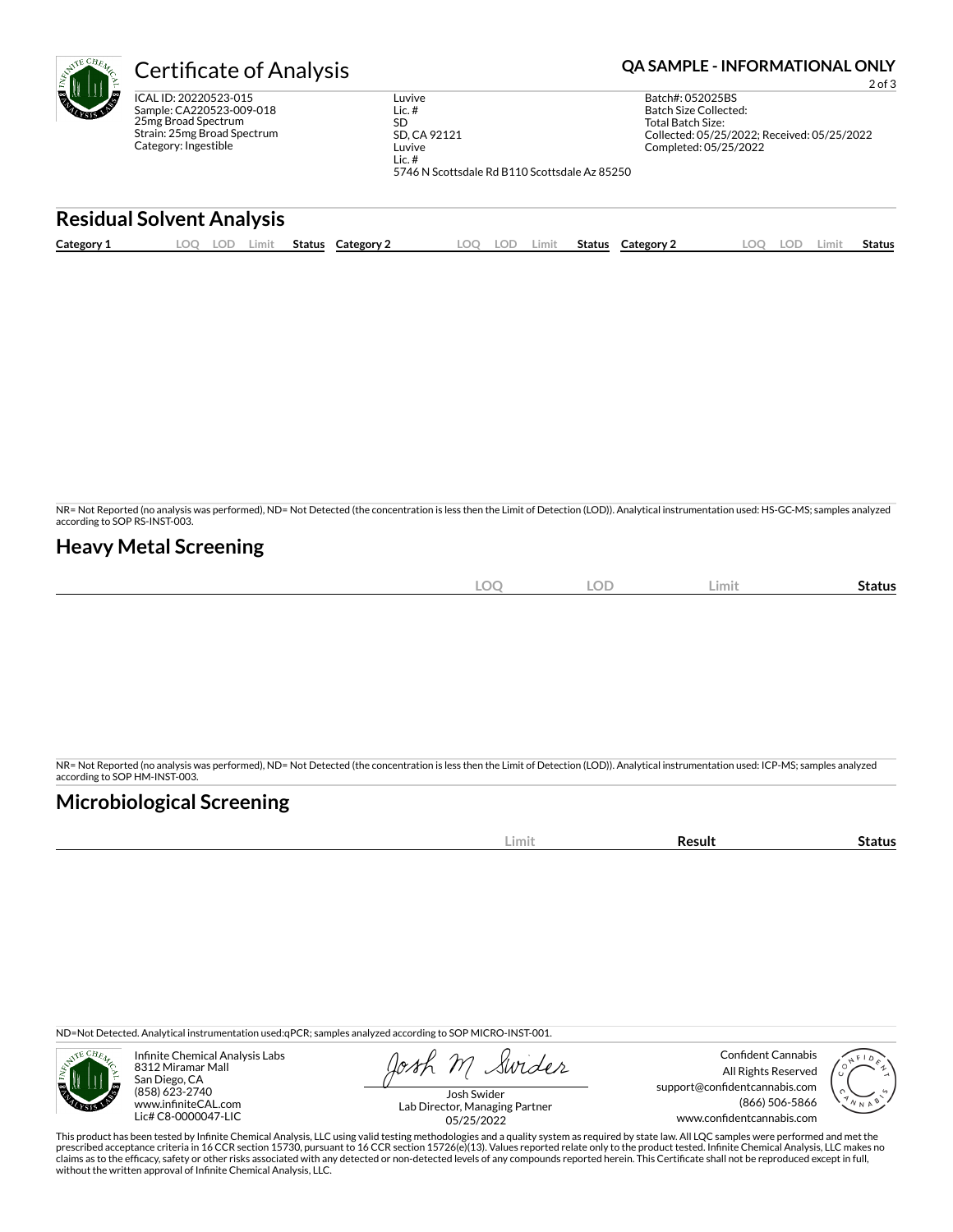# Certificate of Analysis

**QA SAMPLE - INFORMATIONAL ONLY**

ICAL ID: 20220523-015
Sample: CA220523-009-018
25mg Broad Spectrum
Strain: 25mg Broad Spectrum
Category: Ingestible

Luvive
Lic. #
SD
SD, CA 92121
Luvive
Lic. #
5746 N Scottsdale Rd B110 Scottsdale Az 85250

Batch#: 052025BS
Batch Size Collected:
Total Batch Size:
Collected: 05/25/2022; Received: 05/25/2022
Completed: 05/25/2022

## Residual Solvent Analysis

| Category 1 | LOQ | LOD | Limit | Status | Category 2 | LOQ | LOD | Limit | Status | Category 2 | LOQ | LOD | Limit | Status |
|---|---|---|---|---|---|---|---|---|---|---|---|---|---|---|

NR= Not Reported (no analysis was performed), ND= Not Detected (the concentration is less then the Limit of Detection (LOD)). Analytical instrumentation used: HS-GC-MS; samples analyzed according to SOP RS-INST-003.

## Heavy Metal Screening

| | LOQ | LOD | Limit | Status |
|---|---|---|---|---|

NR= Not Reported (no analysis was performed), ND= Not Detected (the concentration is less then the Limit of Detection (LOD)). Analytical instrumentation used: ICP-MS; samples analyzed according to SOP HM-INST-003.

## Microbiological Screening

| | Limit | Result | Status |
|---|---|---|---|

ND=Not Detected. Analytical instrumentation used:qPCR; samples analyzed according to SOP MICRO-INST-001.

Infinite Chemical Analysis Labs
8312 Miramar Mall
San Diego, CA
(858) 623-2740
www.infiniteCAL.com
Lic# C8-0000047-LIC

Josh Swider
Lab Director, Managing Partner
05/25/2022

Confident Cannabis
All Rights Reserved
support@confidentcannabis.com
(866) 506-5866
www.confidentcannabis.com

This product has been tested by Infinite Chemical Analysis, LLC using valid testing methodologies and a quality system as required by state law. All LQC samples were performed and met the prescribed acceptance criteria in 16 CCR section 15730, pursuant to 16 CCR section 15726(e)(13). Values reported relate only to the product tested. Infinite Chemical Analysis, LLC makes no claims as to the efficacy, safety or other risks associated with any detected or non-detected levels of any compounds reported herein. This Certificate shall not be reproduced except in full, without the written approval of Infinite Chemical Analysis, LLC.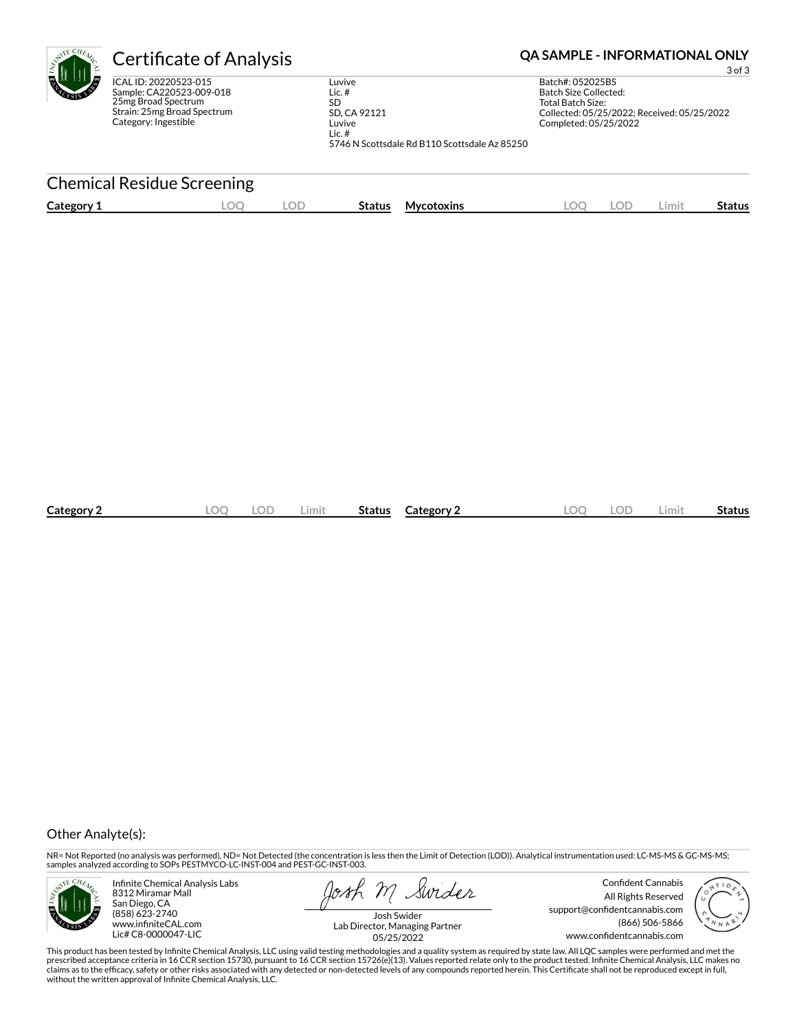# Certificate of Analysis

**QA SAMPLE - INFORMATIONAL ONLY**

ICAL ID: 20220523-015
Sample: CA220523-009-018
25mg Broad Spectrum
Strain: 25mg Broad Spectrum
Category: Ingestible

Luvive
Lic. #
SD
SD, CA 92121
Luvive
Lic. #
5746 N Scottsdale Rd B110 Scottsdale Az 85250

Batch#: 052025BS
Batch Size Collected:
Total Batch Size:
Collected: 05/25/2022; Received: 05/25/2022
Completed: 05/25/2022

## Chemical Residue Screening

| Category 1 | LOQ | LOD | Status |
|---|---|---|---|

| Mycotoxins | LOQ | LOD | Limit | Status |
|---|---|---|---|---|

| Category 2 | LOQ | LOD | Limit | Status |
|---|---|---|---|---|

| Category 2 | LOQ | LOD | Limit | Status |
|---|---|---|---|---|

Other Analyte(s):

NR= Not Reported (no analysis was performed), ND= Not Detected (the concentration is less then the Limit of Detection (LOD)). Analytical instrumentation used: LC-MS-MS & GC-MS-MS; samples analyzed according to SOPs PESTMYCO-LC-INST-004 and PEST-GC-INST-003.

Infinite Chemical Analysis Labs
8312 Miramar Mall
San Diego, CA
(858) 623-2740
www.infiniteCAL.com
Lic# C8-0000047-LIC

Josh Swider
Lab Director, Managing Partner
05/25/2022

Confident Cannabis
All Rights Reserved
support@confidentcannabis.com
(866) 506-5866
www.confidentcannabis.com

This product has been tested by Infinite Chemical Analysis, LLC using valid testing methodologies and a quality system as required by state law. All LQC samples were performed and met the prescribed acceptance criteria in 16 CCR section 15730, pursuant to 16 CCR section 15726(e)(13). Values reported relate only to the product tested. Infinite Chemical Analysis, LLC makes no claims as to the efficacy, safety or other risks associated with any detected or non-detected levels of any compounds reported herein. This Certificate shall not be reproduced except in full, without the written approval of Infinite Chemical Analysis, LLC.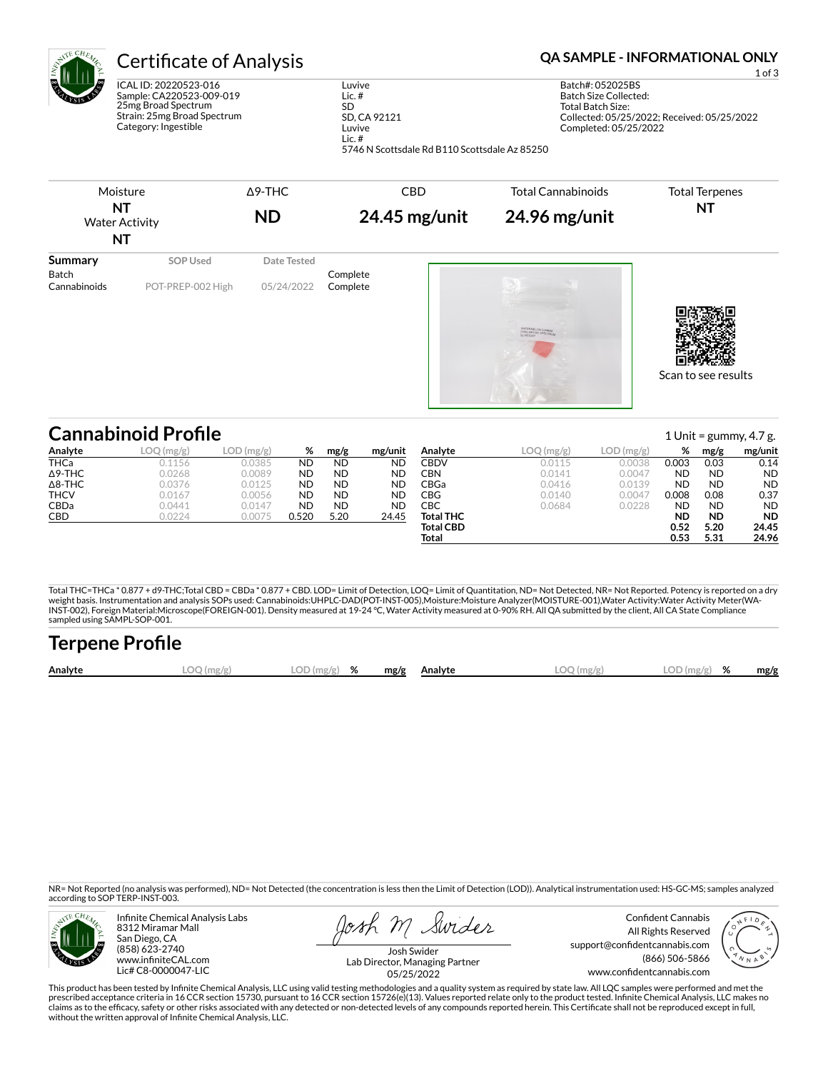# Certificate of Analysis

**QA SAMPLE - INFORMATIONAL ONLY**

ICAL ID: 20220523-016
Sample: CA220523-009-019
25mg Broad Spectrum
Strain: 25mg Broad Spectrum
Category: Ingestible

Luvive
Lic. #
SD
SD, CA 92121
Luvive
Lic. #
5746 N Scottsdale Rd B110 Scottsdale Az 85250

Batch#: 052025BS
Batch Size Collected:
Total Batch Size:
Collected: 05/25/2022; Received: 05/25/2022
Completed: 05/25/2022

| Moisture | Δ9-THC | CBD | Total Cannabinoids | Total Terpenes |
|---|---|---|---|---|
| **NT** | **ND** | **24.45 mg/unit** | **24.96 mg/unit** | **NT** |
| Water Activity **NT** | | | | |

| Summary | SOP Used | Date Tested | |
|---|---|---|---|
| Batch | | | Complete |
| Cannabinoids | POT-PREP-002 High | 05/24/2022 | Complete |

Scan to see results

## Cannabinoid Profile

1 Unit = gummy, 4.7 g.

| Analyte | LOQ (mg/g) | LOD (mg/g) | % | mg/g | mg/unit |
|---|---|---|---|---|---|
| THCa | 0.1156 | 0.0385 | ND | ND | ND |
| Δ9-THC | 0.0268 | 0.0089 | ND | ND | ND |
| Δ8-THC | 0.0376 | 0.0125 | ND | ND | ND |
| THCV | 0.0167 | 0.0056 | ND | ND | ND |
| CBDa | 0.0441 | 0.0147 | ND | ND | ND |
| CBD | 0.0224 | 0.0075 | 0.520 | 5.20 | 24.45 |
| CBDV | 0.0115 | 0.0038 | 0.003 | 0.03 | 0.14 |
| CBN | 0.0141 | 0.0047 | ND | ND | ND |
| CBGa | 0.0416 | 0.0139 | ND | ND | ND |
| CBG | 0.0140 | 0.0047 | 0.008 | 0.08 | 0.37 |
| CBC | 0.0684 | 0.0228 | ND | ND | ND |
| **Total THC** | | | **ND** | **ND** | **ND** |
| **Total CBD** | | | **0.52** | **5.20** | **24.45** |
| **Total** | | | **0.53** | **5.31** | **24.96** |

Total THC=THCa * 0.877 + d9-THC;Total CBD = CBDa * 0.877 + CBD. LOD= Limit of Detection, LOQ= Limit of Quantitation, ND= Not Detected, NR= Not Reported. Potency is reported on a dry weight basis. Instrumentation and analysis SOPs used: Cannabinoids:UHPLC-DAD(POT-INST-005),Moisture:Moisture Analyzer(MOISTURE-001),Water Activity:Water Activity Meter(WA-INST-002), Foreign Material:Microscope(FOREIGN-001). Density measured at 19-24 °C, Water Activity measured at 0-90% RH. All QA submitted by the client, All CA State Compliance sampled using SAMPL-SOP-001.

## Terpene Profile

| Analyte | LOQ (mg/g) | LOD (mg/g) | % | mg/g | Analyte | LOQ (mg/g) | LOD (mg/g) | % | mg/g |
|---|---|---|---|---|---|---|---|---|---|

NR= Not Reported (no analysis was performed), ND= Not Detected (the concentration is less then the Limit of Detection (LOD)). Analytical instrumentation used: HS-GC-MS; samples analyzed according to SOP TERP-INST-003.

Infinite Chemical Analysis Labs
8312 Miramar Mall
San Diego, CA
(858) 623-2740
www.infiniteCAL.com
Lic# C8-0000047-LIC

Josh Swider
Lab Director, Managing Partner
05/25/2022

Confident Cannabis
All Rights Reserved
support@confidentcannabis.com
(866) 506-5866
www.confidentcannabis.com

This product has been tested by Infinite Chemical Analysis, LLC using valid testing methodologies and a quality system as required by state law. All LQC samples were performed and met the prescribed acceptance criteria in 16 CCR section 15730, pursuant to 16 CCR section 15726(e)(13). Values reported relate only to the product tested. Infinite Chemical Analysis, LLC makes no claims as to the efficacy, safety or other risks associated with any detected or non-detected levels of any compounds reported herein. This Certificate shall not be reproduced except in full, without the written approval of Infinite Chemical Analysis, LLC.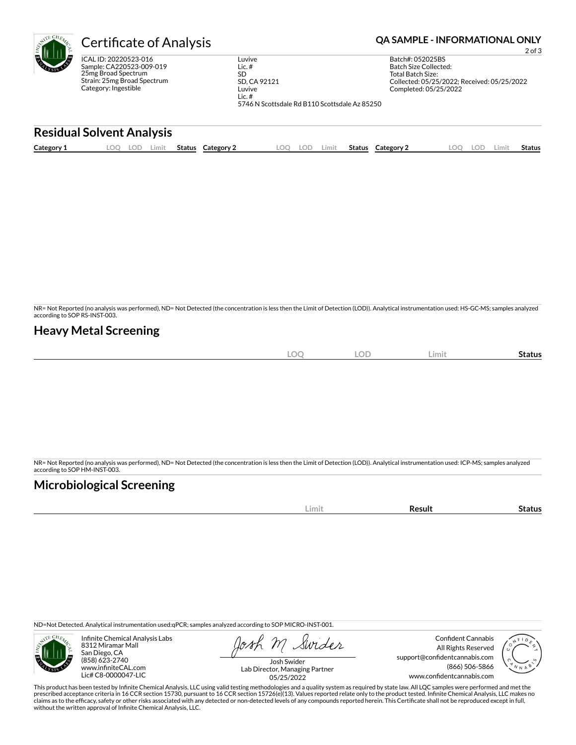# Certificate of Analysis

**QA SAMPLE - INFORMATIONAL ONLY**

ICAL ID: 20220523-016
Sample: CA220523-009-019
25mg Broad Spectrum
Strain: 25mg Broad Spectrum
Category: Ingestible

Luvive
Lic. #
SD
SD, CA 92121
Luvive
Lic. #
5746 N Scottsdale Rd B110 Scottsdale Az 85250

Batch#: 052025BS
Batch Size Collected:
Total Batch Size:
Collected: 05/25/2022; Received: 05/25/2022
Completed: 05/25/2022

## Residual Solvent Analysis

| Category 1 | LOQ | LOD | Limit | Status | Category 2 | LOQ | LOD | Limit | Status | Category 2 | LOQ | LOD | Limit | Status |
|---|---|---|---|---|---|---|---|---|---|---|---|---|---|---|

NR= Not Reported (no analysis was performed), ND= Not Detected (the concentration is less then the Limit of Detection (LOD)). Analytical instrumentation used: HS-GC-MS; samples analyzed according to SOP RS-INST-003.

## Heavy Metal Screening

| | LOQ | LOD | Limit | Status |
|---|---|---|---|---|

NR= Not Reported (no analysis was performed), ND= Not Detected (the concentration is less then the Limit of Detection (LOD)). Analytical instrumentation used: ICP-MS; samples analyzed according to SOP HM-INST-003.

## Microbiological Screening

| | Limit | Result | Status |
|---|---|---|---|

ND=Not Detected. Analytical instrumentation used:qPCR; samples analyzed according to SOP MICRO-INST-001.

Infinite Chemical Analysis Labs
8312 Miramar Mall
San Diego, CA
(858) 623-2740
www.infiniteCAL.com
Lic# C8-0000047-LIC

Josh Swider
Lab Director, Managing Partner
05/25/2022

Confident Cannabis
All Rights Reserved
support@confidentcannabis.com
(866) 506-5866
www.confidentcannabis.com

This product has been tested by Infinite Chemical Analysis, LLC using valid testing methodologies and a quality system as required by state law. All LQC samples were performed and met the prescribed acceptance criteria in 16 CCR section 15730, pursuant to 16 CCR section 15726(e)(13). Values reported relate only to the product tested. Infinite Chemical Analysis, LLC makes no claims as to the efficacy, safety or other risks associated with any detected or non-detected levels of any compounds reported herein. This Certificate shall not be reproduced except in full, without the written approval of Infinite Chemical Analysis, LLC.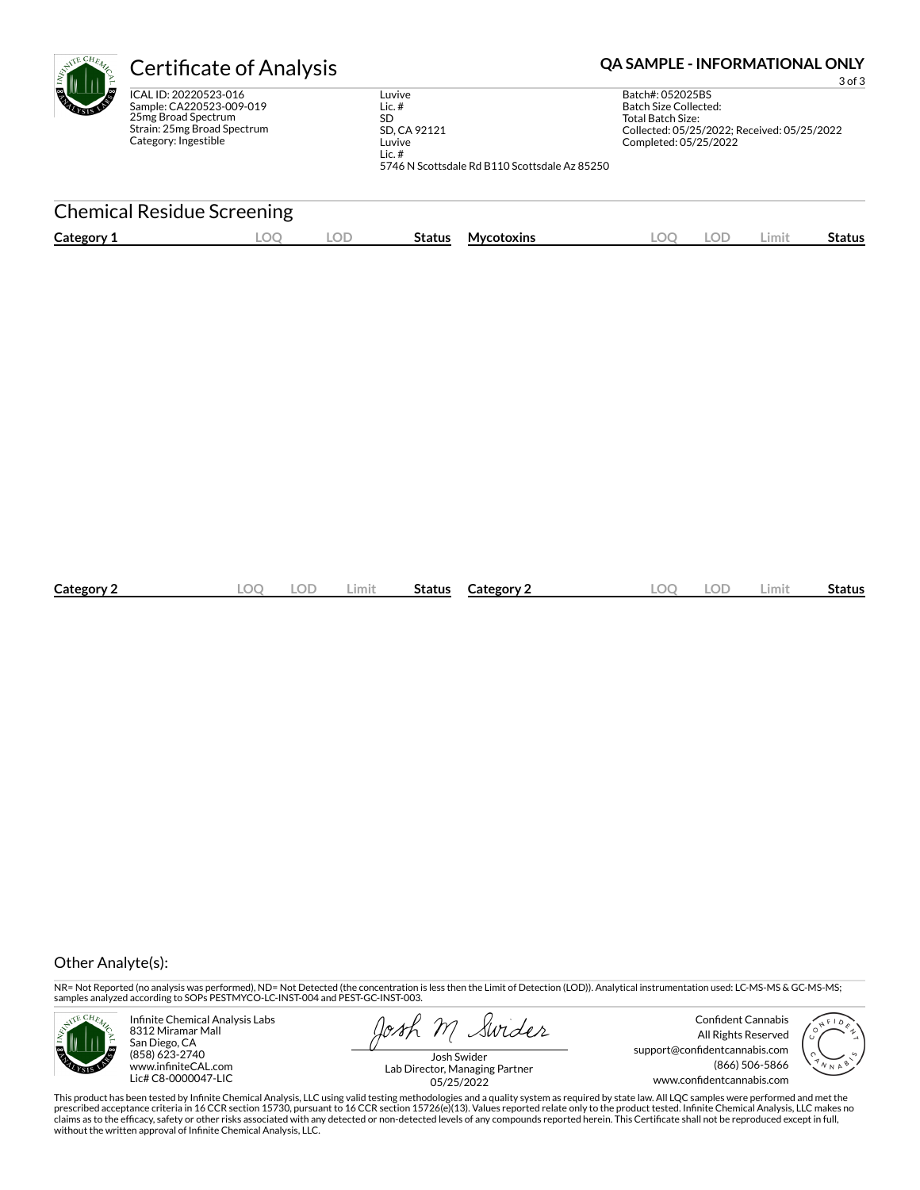# Certificate of Analysis

**QA SAMPLE - INFORMATIONAL ONLY**

ICAL ID: 20220523-016
Sample: CA220523-009-019
25mg Broad Spectrum
Strain: 25mg Broad Spectrum
Category: Ingestible

Luvive
Lic. #
SD
SD, CA 92121
Luvive
Lic. #
5746 N Scottsdale Rd B110 Scottsdale Az 85250

Batch#: 052025BS
Batch Size Collected:
Total Batch Size:
Collected: 05/25/2022; Received: 05/25/2022
Completed: 05/25/2022

## Chemical Residue Screening

| Category 1 | LOQ | LOD | Status | Mycotoxins | LOQ | LOD | Limit | Status |
|---|---|---|---|---|---|---|---|---|

| Category 2 | LOQ | LOD | Limit | Status | Category 2 | LOQ | LOD | Limit | Status |
|---|---|---|---|---|---|---|---|---|---|

Other Analyte(s):

NR= Not Reported (no analysis was performed), ND= Not Detected (the concentration is less then the Limit of Detection (LOD)). Analytical instrumentation used: LC-MS-MS & GC-MS-MS; samples analyzed according to SOPs PESTMYCO-LC-INST-004 and PEST-GC-INST-003.

Infinite Chemical Analysis Labs
8312 Miramar Mall
San Diego, CA
(858) 623-2740
www.infiniteCAL.com
Lic# C8-0000047-LIC

Josh Swider
Lab Director, Managing Partner
05/25/2022

Confident Cannabis
All Rights Reserved
support@confidentcannabis.com
(866) 506-5866
www.confidentcannabis.com

This product has been tested by Infinite Chemical Analysis, LLC using valid testing methodologies and a quality system as required by state law. All LQC samples were performed and met the prescribed acceptance criteria in 16 CCR section 15730, pursuant to 16 CCR section 15726(e)(13). Values reported relate only to the product tested. Infinite Chemical Analysis, LLC makes no claims as to the efficacy, safety or other risks associated with any detected or non-detected levels of any compounds reported herein. This Certificate shall not be reproduced except in full, without the written approval of Infinite Chemical Analysis, LLC.